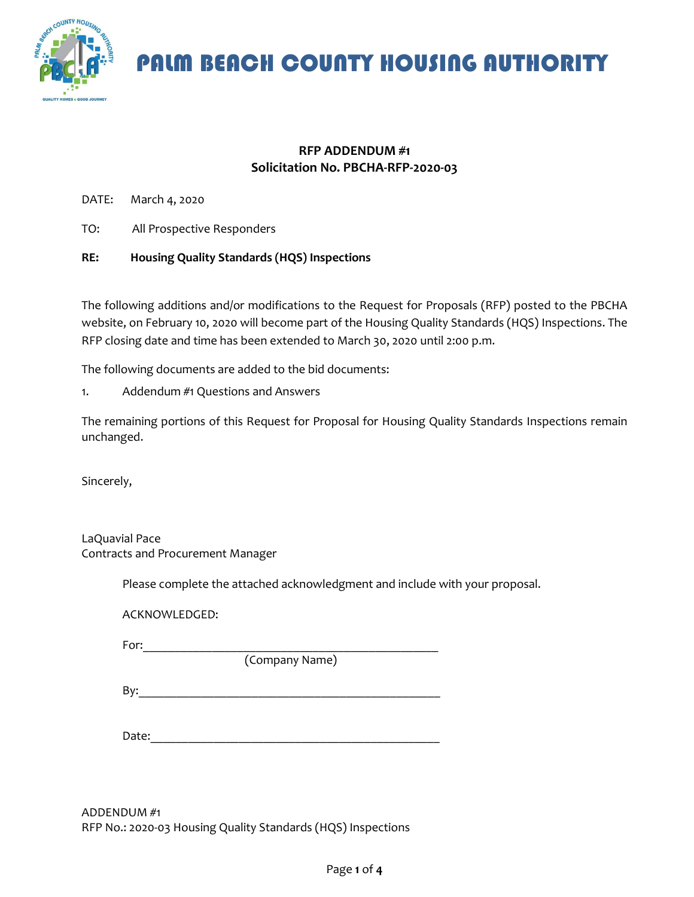# PALM BEACH COUNTY HOUSING AUTHORITY

**RFP ADDENDUM #1**
**Solicitation No. PBCHA-RFP-2020-03**

DATE: March 4, 2020

TO: All Prospective Responders

**RE: Housing Quality Standards (HQS) Inspections**

The following additions and/or modifications to the Request for Proposals (RFP) posted to the PBCHA website, on February 10, 2020 will become part of the Housing Quality Standards (HQS) Inspections. The RFP closing date and time has been extended to March 30, 2020 until 2:00 p.m.

The following documents are added to the bid documents:

1. Addendum #1 Questions and Answers

The remaining portions of this Request for Proposal for Housing Quality Standards Inspections remain unchanged.

Sincerely,

LaQuavial Pace
Contracts and Procurement Manager

Please complete the attached acknowledgment and include with your proposal.

ACKNOWLEDGED:

For:_______________________________________________
(Company Name)

By:_______________________________________________

Date:_____________________________________________

ADDENDUM #1
RFP No.: 2020-03 Housing Quality Standards (HQS) Inspections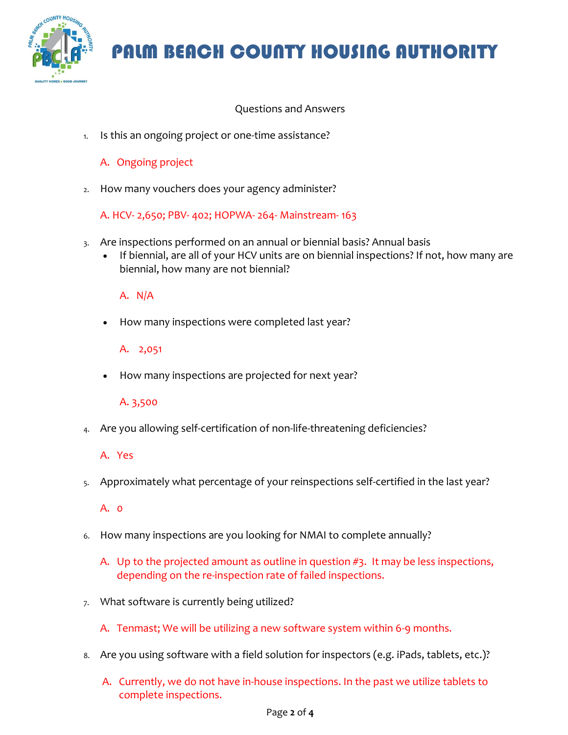# PALM BEACH COUNTY HOUSING AUTHORITY

Questions and Answers

1. Is this an ongoing project or one-time assistance?

   A. Ongoing project

2. How many vouchers does your agency administer?

   A. HCV- 2,650; PBV- 402; HOPWA- 264- Mainstream- 163

3. Are inspections performed on an annual or biennial basis? Annual basis
   - If biennial, are all of your HCV units are on biennial inspections? If not, how many are biennial, how many are not biennial?

     A. N/A

   - How many inspections were completed last year?

     A. 2,051

   - How many inspections are projected for next year?

     A. 3,500

4. Are you allowing self-certification of non-life-threatening deficiencies?

   A. Yes

5. Approximately what percentage of your reinspections self-certified in the last year?

   A. 0

6. How many inspections are you looking for NMAI to complete annually?

   A. Up to the projected amount as outline in question #3. It may be less inspections, depending on the re-inspection rate of failed inspections.

7. What software is currently being utilized?

   A. Tenmast; We will be utilizing a new software system within 6-9 months.

8. Are you using software with a field solution for inspectors (e.g. iPads, tablets, etc.)?

   A. Currently, we do not have in-house inspections. In the past we utilize tablets to complete inspections.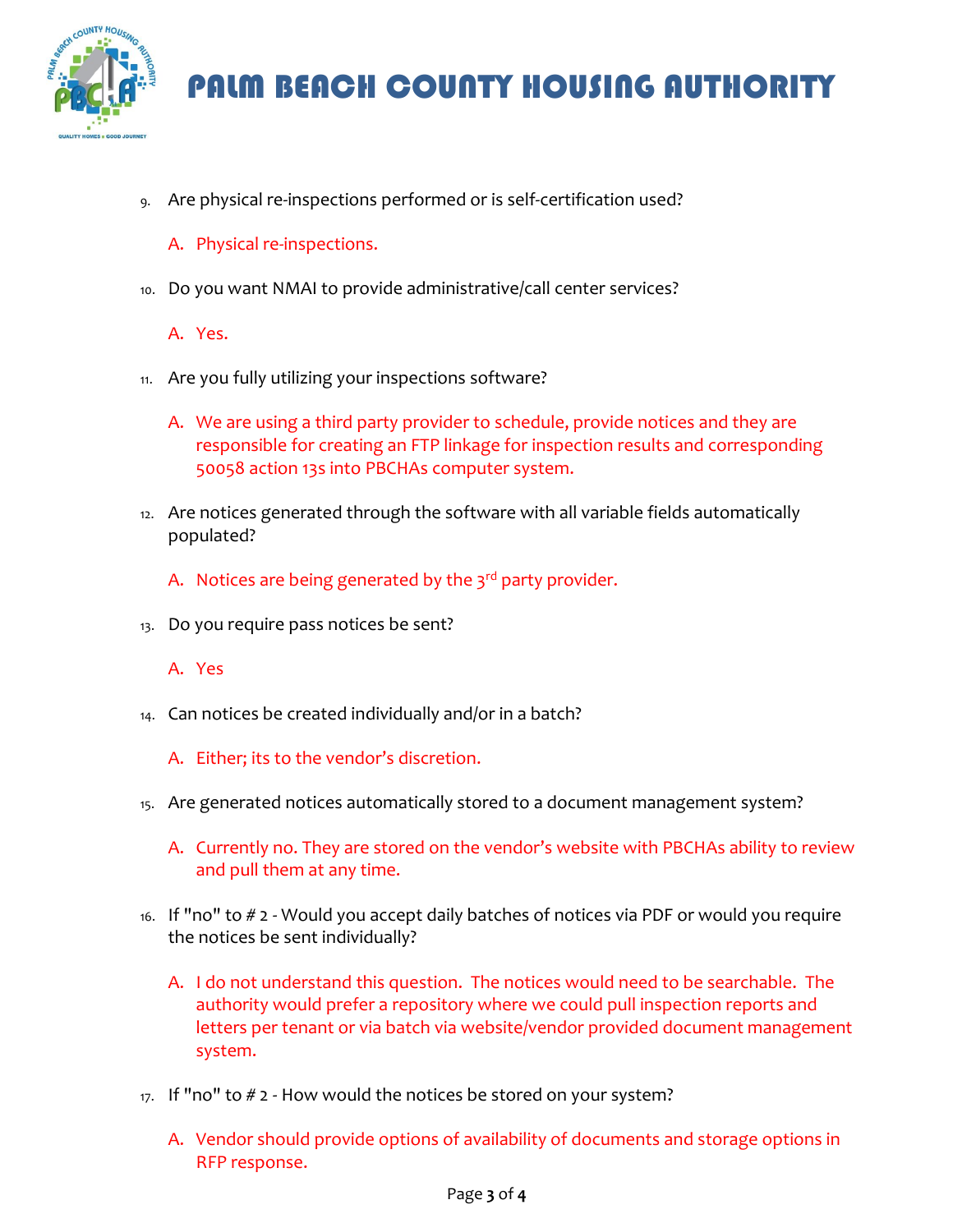9. Are physical re-inspections performed or is self-certification used?

   A. Physical re-inspections.

10. Do you want NMAI to provide administrative/call center services?

    A. Yes.

11. Are you fully utilizing your inspections software?

    A. We are using a third party provider to schedule, provide notices and they are responsible for creating an FTP linkage for inspection results and corresponding 50058 action 13s into PBCHAs computer system.

12. Are notices generated through the software with all variable fields automatically populated?

    A. Notices are being generated by the 3rd party provider.

13. Do you require pass notices be sent?

    A. Yes

14. Can notices be created individually and/or in a batch?

    A. Either; its to the vendor's discretion.

15. Are generated notices automatically stored to a document management system?

    A. Currently no. They are stored on the vendor's website with PBCHAs ability to review and pull them at any time.

16. If "no" to # 2 - Would you accept daily batches of notices via PDF or would you require the notices be sent individually?

    A. I do not understand this question. The notices would need to be searchable. The authority would prefer a repository where we could pull inspection reports and letters per tenant or via batch via website/vendor provided document management system.

17. If "no" to # 2 - How would the notices be stored on your system?

    A. Vendor should provide options of availability of documents and storage options in RFP response.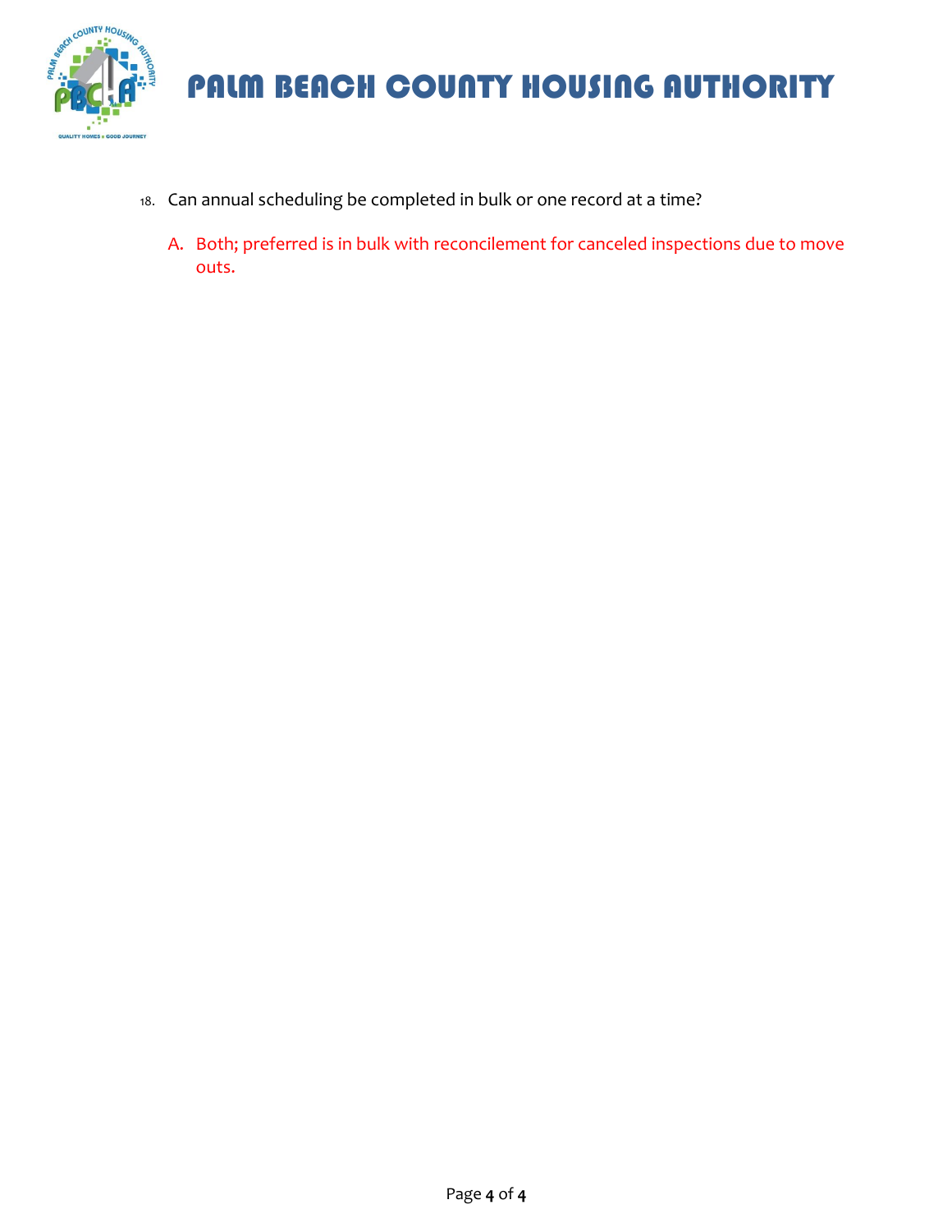18. Can annual scheduling be completed in bulk or one record at a time?

    A. Both; preferred is in bulk with reconcilement for canceled inspections due to move outs.